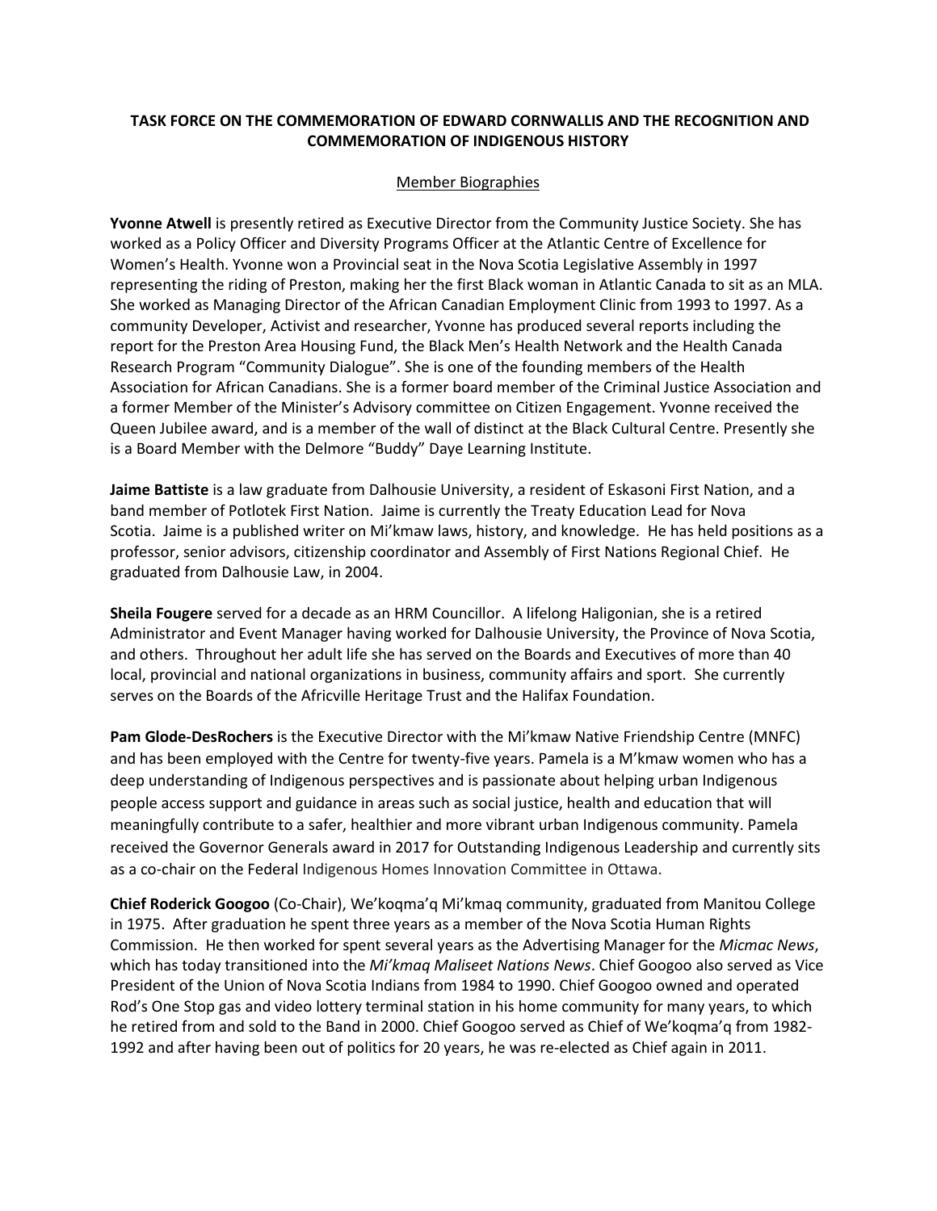**TASK FORCE ON THE COMMEMORATION OF EDWARD CORNWALLIS AND THE RECOGNITION AND COMMEMORATION OF INDIGENOUS HISTORY**

Member Biographies

**Yvonne Atwell** is presently retired as Executive Director from the Community Justice Society. She has worked as a Policy Officer and Diversity Programs Officer at the Atlantic Centre of Excellence for Women's Health. Yvonne won a Provincial seat in the Nova Scotia Legislative Assembly in 1997 representing the riding of Preston, making her the first Black woman in Atlantic Canada to sit as an MLA. She worked as Managing Director of the African Canadian Employment Clinic from 1993 to 1997. As a community Developer, Activist and researcher, Yvonne has produced several reports including the report for the Preston Area Housing Fund, the Black Men's Health Network and the Health Canada Research Program "Community Dialogue". She is one of the founding members of the Health Association for African Canadians. She is a former board member of the Criminal Justice Association and a former Member of the Minister's Advisory committee on Citizen Engagement. Yvonne received the Queen Jubilee award, and is a member of the wall of distinct at the Black Cultural Centre. Presently she is a Board Member with the Delmore "Buddy" Daye Learning Institute.

**Jaime Battiste** is a law graduate from Dalhousie University, a resident of Eskasoni First Nation, and a band member of Potlotek First Nation. Jaime is currently the Treaty Education Lead for Nova Scotia. Jaime is a published writer on Mi'kmaw laws, history, and knowledge. He has held positions as a professor, senior advisors, citizenship coordinator and Assembly of First Nations Regional Chief. He graduated from Dalhousie Law, in 2004.

**Sheila Fougere** served for a decade as an HRM Councillor. A lifelong Haligonian, she is a retired Administrator and Event Manager having worked for Dalhousie University, the Province of Nova Scotia, and others. Throughout her adult life she has served on the Boards and Executives of more than 40 local, provincial and national organizations in business, community affairs and sport. She currently serves on the Boards of the Africville Heritage Trust and the Halifax Foundation.

**Pam Glode-DesRochers** is the Executive Director with the Mi'kmaw Native Friendship Centre (MNFC) and has been employed with the Centre for twenty-five years. Pamela is a M'kmaw women who has a deep understanding of Indigenous perspectives and is passionate about helping urban Indigenous people access support and guidance in areas such as social justice, health and education that will meaningfully contribute to a safer, healthier and more vibrant urban Indigenous community. Pamela received the Governor Generals award in 2017 for Outstanding Indigenous Leadership and currently sits as a co-chair on the Federal Indigenous Homes Innovation Committee in Ottawa.

**Chief Roderick Googoo** (Co-Chair), We'koqma'q Mi'kmaq community, graduated from Manitou College in 1975. After graduation he spent three years as a member of the Nova Scotia Human Rights Commission. He then worked for spent several years as the Advertising Manager for the *Micmac News*, which has today transitioned into the *Mi'kmaq Maliseet Nations News*. Chief Googoo also served as Vice President of the Union of Nova Scotia Indians from 1984 to 1990. Chief Googoo owned and operated Rod's One Stop gas and video lottery terminal station in his home community for many years, to which he retired from and sold to the Band in 2000. Chief Googoo served as Chief of We'koqma'q from 1982-1992 and after having been out of politics for 20 years, he was re-elected as Chief again in 2011.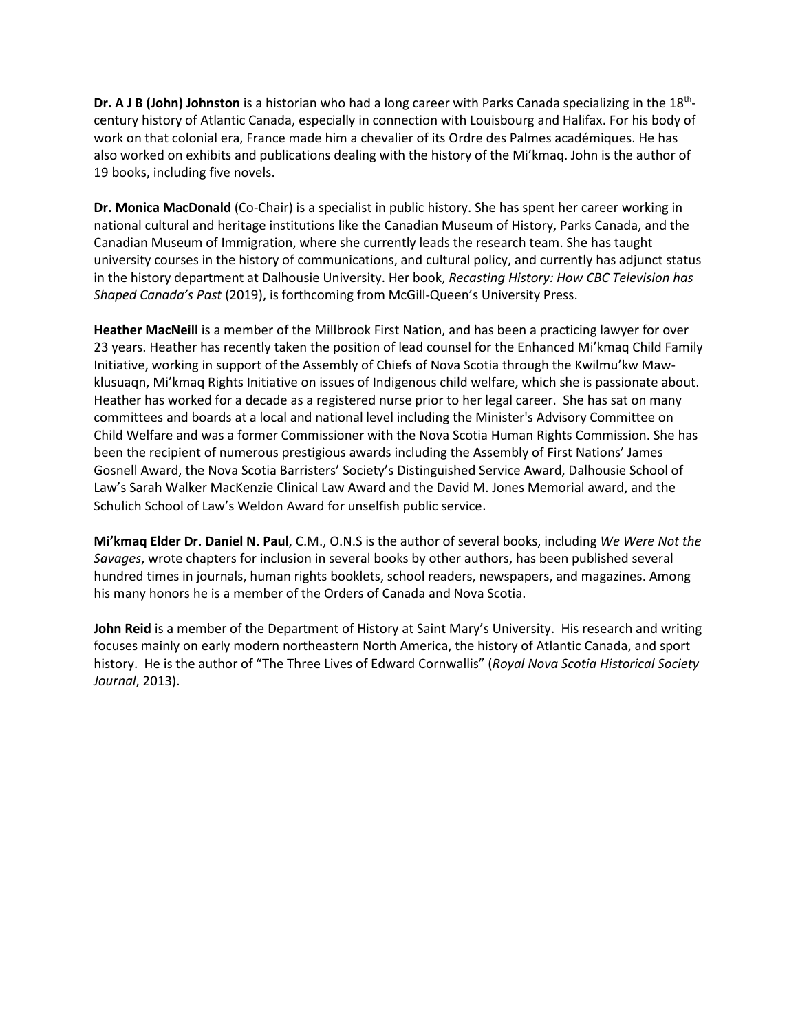**Dr. A J B (John) Johnston** is a historian who had a long career with Parks Canada specializing in the 18th-century history of Atlantic Canada, especially in connection with Louisbourg and Halifax. For his body of work on that colonial era, France made him a chevalier of its Ordre des Palmes académiques. He has also worked on exhibits and publications dealing with the history of the Mi'kmaq. John is the author of 19 books, including five novels.

**Dr. Monica MacDonald** (Co-Chair) is a specialist in public history. She has spent her career working in national cultural and heritage institutions like the Canadian Museum of History, Parks Canada, and the Canadian Museum of Immigration, where she currently leads the research team. She has taught university courses in the history of communications, and cultural policy, and currently has adjunct status in the history department at Dalhousie University. Her book, *Recasting History: How CBC Television has Shaped Canada's Past* (2019), is forthcoming from McGill-Queen's University Press.

**Heather MacNeill** is a member of the Millbrook First Nation, and has been a practicing lawyer for over 23 years. Heather has recently taken the position of lead counsel for the Enhanced Mi'kmaq Child Family Initiative, working in support of the Assembly of Chiefs of Nova Scotia through the Kwilmu'kw Maw-klusuaqn, Mi'kmaq Rights Initiative on issues of Indigenous child welfare, which she is passionate about. Heather has worked for a decade as a registered nurse prior to her legal career. She has sat on many committees and boards at a local and national level including the Minister's Advisory Committee on Child Welfare and was a former Commissioner with the Nova Scotia Human Rights Commission. She has been the recipient of numerous prestigious awards including the Assembly of First Nations' James Gosnell Award, the Nova Scotia Barristers' Society's Distinguished Service Award, Dalhousie School of Law's Sarah Walker MacKenzie Clinical Law Award and the David M. Jones Memorial award, and the Schulich School of Law's Weldon Award for unselfish public service.

**Mi'kmaq Elder Dr. Daniel N. Paul**, C.M., O.N.S is the author of several books, including *We Were Not the Savages*, wrote chapters for inclusion in several books by other authors, has been published several hundred times in journals, human rights booklets, school readers, newspapers, and magazines. Among his many honors he is a member of the Orders of Canada and Nova Scotia.

**John Reid** is a member of the Department of History at Saint Mary's University. His research and writing focuses mainly on early modern northeastern North America, the history of Atlantic Canada, and sport history. He is the author of "The Three Lives of Edward Cornwallis" (*Royal Nova Scotia Historical Society Journal*, 2013).